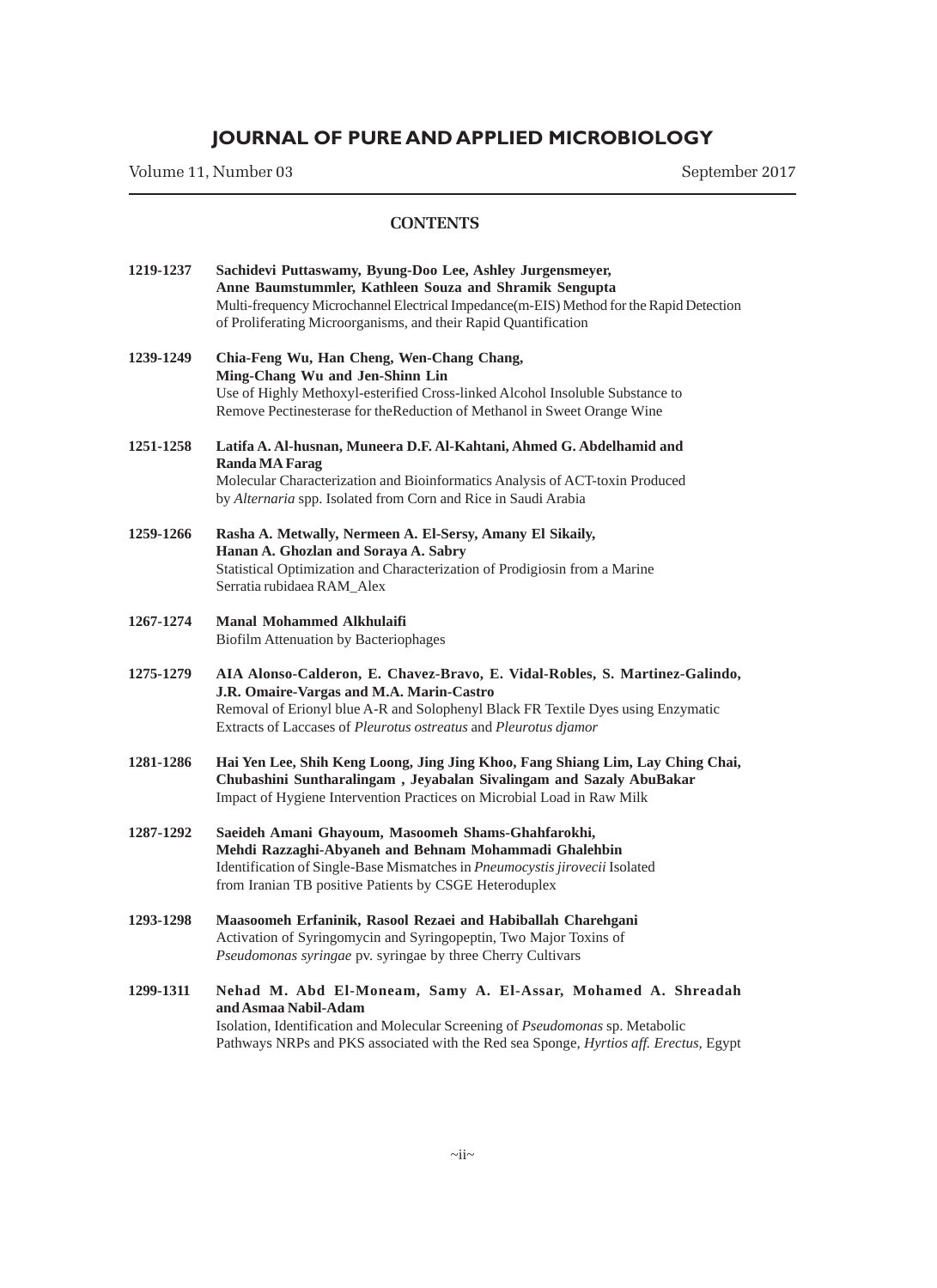# JOURNAL OF PURE AND APPLIED MICROBIOLOGY

Volume 11, Number 03 September 2017

## CONTENTS

**1219-1237** **Sachidevi Puttaswamy, Byung-Doo Lee, Ashley Jurgensmeyer, Anne Baumstummler, Kathleen Souza and Shramik Sengupta**
Multi-frequency Microchannel Electrical Impedance(m-EIS) Method for the Rapid Detection of Proliferating Microorganisms, and their Rapid Quantification

**1239-1249** **Chia-Feng Wu, Han Cheng, Wen-Chang Chang, Ming-Chang Wu and Jen-Shinn Lin**
Use of Highly Methoxyl-esterified Cross-linked Alcohol Insoluble Substance to Remove Pectinesterase for theReduction of Methanol in Sweet Orange Wine

**1251-1258** **Latifa A. Al-husnan, Muneera D.F. Al-Kahtani, Ahmed G. Abdelhamid and Randa MA Farag**
Molecular Characterization and Bioinformatics Analysis of ACT-toxin Produced by *Alternaria* spp. Isolated from Corn and Rice in Saudi Arabia

**1259-1266** **Rasha A. Metwally, Nermeen A. El-Sersy, Amany El Sikaily, Hanan A. Ghozlan and Soraya A. Sabry**
Statistical Optimization and Characterization of Prodigiosin from a Marine Serratia rubidaea RAM_Alex

**1267-1274** **Manal Mohammed Alkhulaifi**
Biofilm Attenuation by Bacteriophages

**1275-1279** **AIA Alonso-Calderon, E. Chavez-Bravo, E. Vidal-Robles, S. Martinez-Galindo, J.R. Omaire-Vargas and M.A. Marin-Castro**
Removal of Erionyl blue A-R and Solophenyl Black FR Textile Dyes using Enzymatic Extracts of Laccases of *Pleurotus ostreatus* and *Pleurotus djamor*

**1281-1286** **Hai Yen Lee, Shih Keng Loong, Jing Jing Khoo, Fang Shiang Lim, Lay Ching Chai, Chubashini Suntharalingam , Jeyabalan Sivalingam and Sazaly AbuBakar**
Impact of Hygiene Intervention Practices on Microbial Load in Raw Milk

**1287-1292** **Saeideh Amani Ghayoum, Masoomeh Shams-Ghahfarokhi, Mehdi Razzaghi-Abyaneh and Behnam Mohammadi Ghalehbin**
Identification of Single-Base Mismatches in *Pneumocystis jirovecii* Isolated from Iranian TB positive Patients by CSGE Heteroduplex

**1293-1298** **Maasoomeh Erfaninik, Rasool Rezaei and Habiballah Charehgani**
Activation of Syringomycin and Syringopeptin, Two Major Toxins of *Pseudomonas syringae* pv. syringae by three Cherry Cultivars

**1299-1311** **Nehad M. Abd El-Moneam, Samy A. El-Assar, Mohamed A. Shreadah and Asmaa Nabil-Adam**
Isolation, Identification and Molecular Screening of *Pseudomonas* sp. Metabolic Pathways NRPs and PKS associated with the Red sea Sponge, *Hyrtios aff. Erectus*, Egypt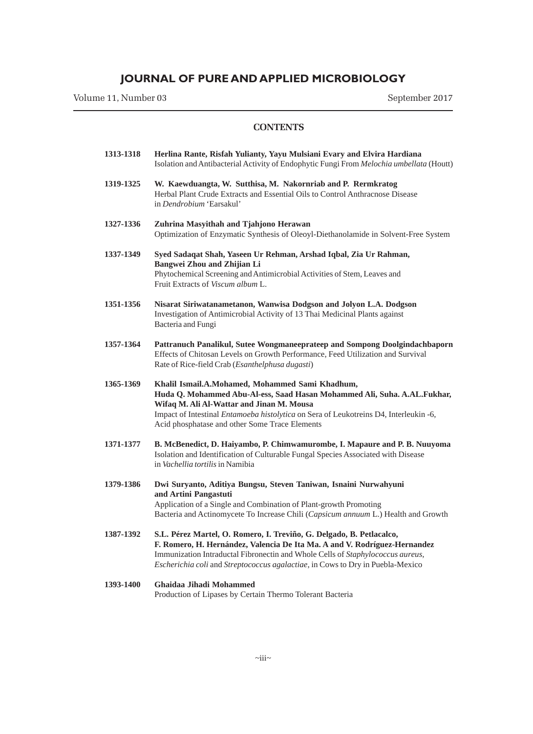# JOURNAL OF PURE AND APPLIED MICROBIOLOGY

Volume 11, Number 03 — September 2017

## CONTENTS

**1313-1318** **Herlina Rante, Risfah Yulianty, Yayu Mulsiani Evary and Elvira Hardiana**
Isolation and Antibacterial Activity of Endophytic Fungi From *Melochia umbellata* (Houtt)

**1319-1325** **W. Kaewduangta, W. Sutthisa, M. Nakornriab and P. Rermkratog**
Herbal Plant Crude Extracts and Essential Oils to Control Anthracnose Disease in *Dendrobium* 'Earsakul'

**1327-1336** **Zuhrina Masyithah and Tjahjono Herawan**
Optimization of Enzymatic Synthesis of Oleoyl-Diethanolamide in Solvent-Free System

**1337-1349** **Syed Sadaqat Shah, Yaseen Ur Rehman, Arshad Iqbal, Zia Ur Rahman, Bangwei Zhou and Zhijian Li**
Phytochemical Screening and Antimicrobial Activities of Stem, Leaves and Fruit Extracts of *Viscum album* L.

**1351-1356** **Nisarat Siriwatanametanon, Wanwisa Dodgson and Jolyon L.A. Dodgson**
Investigation of Antimicrobial Activity of 13 Thai Medicinal Plants against Bacteria and Fungi

**1357-1364** **Pattranuch Panalikul, Sutee Wongmaneeprateep and Sompong Doolgindachbaporn**
Effects of Chitosan Levels on Growth Performance, Feed Utilization and Survival Rate of Rice-field Crab (*Esanthelphusa dugasti*)

**1365-1369** **Khalil Ismail.A.Mohamed, Mohammed Sami Khadhum, Huda Q. Mohammed Abu-Al-ess, Saad Hasan Mohammed Ali, Suha. A.AL.Fukhar, Wifaq M. Ali Al-Wattar and Jinan M. Mousa**
Impact of Intestinal *Entamoeba histolytica* on Sera of Leukotreins D4, Interleukin -6, Acid phosphatase and other Some Trace Elements

**1371-1377** **B. McBenedict, D. Haiyambo, P. Chimwamurombe, I. Mapaure and P. B. Nuuyoma**
Isolation and Identification of Culturable Fungal Species Associated with Disease in *Vachellia tortilis* in Namibia

**1379-1386** **Dwi Suryanto, Aditiya Bungsu, Steven Taniwan, Isnaini Nurwahyuni and Artini Pangastuti**
Application of a Single and Combination of Plant-growth Promoting Bacteria and Actinomycete To Increase Chili (*Capsicum annuum* L.) Health and Growth

**1387-1392** **S.L. Pérez Martel, O. Romero, I. Treviño, G. Delgado, B. Petlacalco, F. Romero, H. Hernández, Valencia De Ita Ma. A and V. Rodríguez-Hernandez**
Immunization Intraductal Fibronectin and Whole Cells of *Staphylococcus aureus*, *Escherichia coli* and *Streptococcus agalactiae*, in Cows to Dry in Puebla-Mexico

**1393-1400** **Ghaidaa Jihadi Mohammed**
Production of Lipases by Certain Thermo Tolerant Bacteria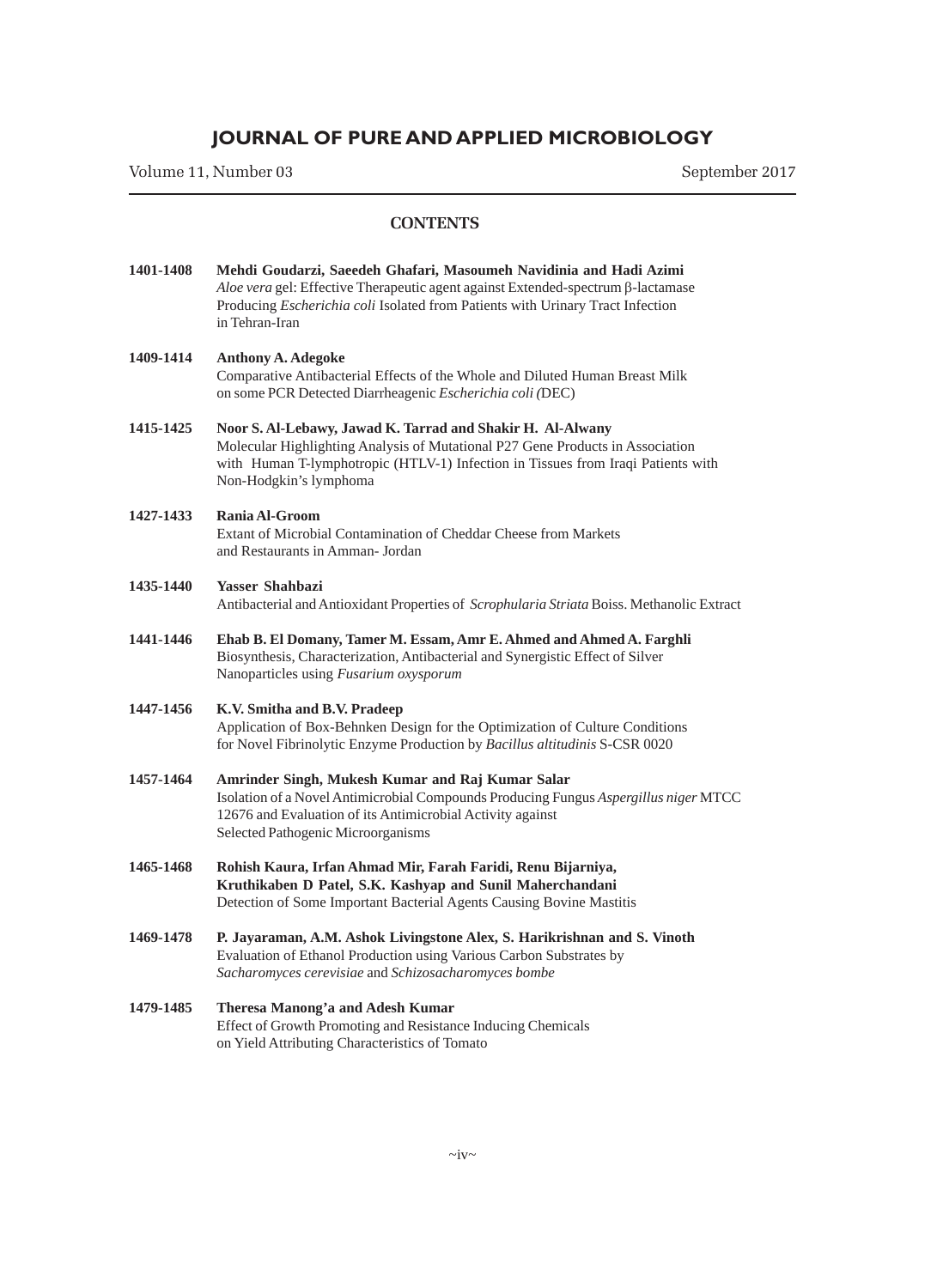# JOURNAL OF PURE AND APPLIED MICROBIOLOGY

Volume 11, Number 03 — September 2017

## CONTENTS

**1401-1408** **Mehdi Goudarzi, Saeedeh Ghafari, Masoumeh Navidinia and Hadi Azimi**
*Aloe vera* gel: Effective Therapeutic agent against Extended-spectrum β-lactamase Producing *Escherichia coli* Isolated from Patients with Urinary Tract Infection in Tehran-Iran

**1409-1414** **Anthony A. Adegoke**
Comparative Antibacterial Effects of the Whole and Diluted Human Breast Milk on some PCR Detected Diarrheagenic *Escherichia coli (*DEC)

**1415-1425** **Noor S. Al-Lebawy, Jawad K. Tarrad and Shakir H. Al-Alwany**
Molecular Highlighting Analysis of Mutational P27 Gene Products in Association with Human T-lymphotropic (HTLV-1) Infection in Tissues from Iraqi Patients with Non-Hodgkin's lymphoma

**1427-1433** **Rania Al-Groom**
Extant of Microbial Contamination of Cheddar Cheese from Markets and Restaurants in Amman- Jordan

**1435-1440** **Yasser Shahbazi**
Antibacterial and Antioxidant Properties of *Scrophularia Striata* Boiss. Methanolic Extract

**1441-1446** **Ehab B. El Domany, Tamer M. Essam, Amr E. Ahmed and Ahmed A. Farghli**
Biosynthesis, Characterization, Antibacterial and Synergistic Effect of Silver Nanoparticles using *Fusarium oxysporum*

**1447-1456** **K.V. Smitha and B.V. Pradeep**
Application of Box-Behnken Design for the Optimization of Culture Conditions for Novel Fibrinolytic Enzyme Production by *Bacillus altitudinis* S-CSR 0020

**1457-1464** **Amrinder Singh, Mukesh Kumar and Raj Kumar Salar**
Isolation of a Novel Antimicrobial Compounds Producing Fungus *Aspergillus niger* MTCC 12676 and Evaluation of its Antimicrobial Activity against Selected Pathogenic Microorganisms

**1465-1468** **Rohish Kaura, Irfan Ahmad Mir, Farah Faridi, Renu Bijarniya, Kruthikaben D Patel, S.K. Kashyap and Sunil Maherchandani**
Detection of Some Important Bacterial Agents Causing Bovine Mastitis

**1469-1478** **P. Jayaraman, A.M. Ashok Livingstone Alex, S. Harikrishnan and S. Vinoth**
Evaluation of Ethanol Production using Various Carbon Substrates by *Sacharomyces cerevisiae* and *Schizosacharomyces bombe*

**1479-1485** **Theresa Manong'a and Adesh Kumar**
Effect of Growth Promoting and Resistance Inducing Chemicals on Yield Attributing Characteristics of Tomato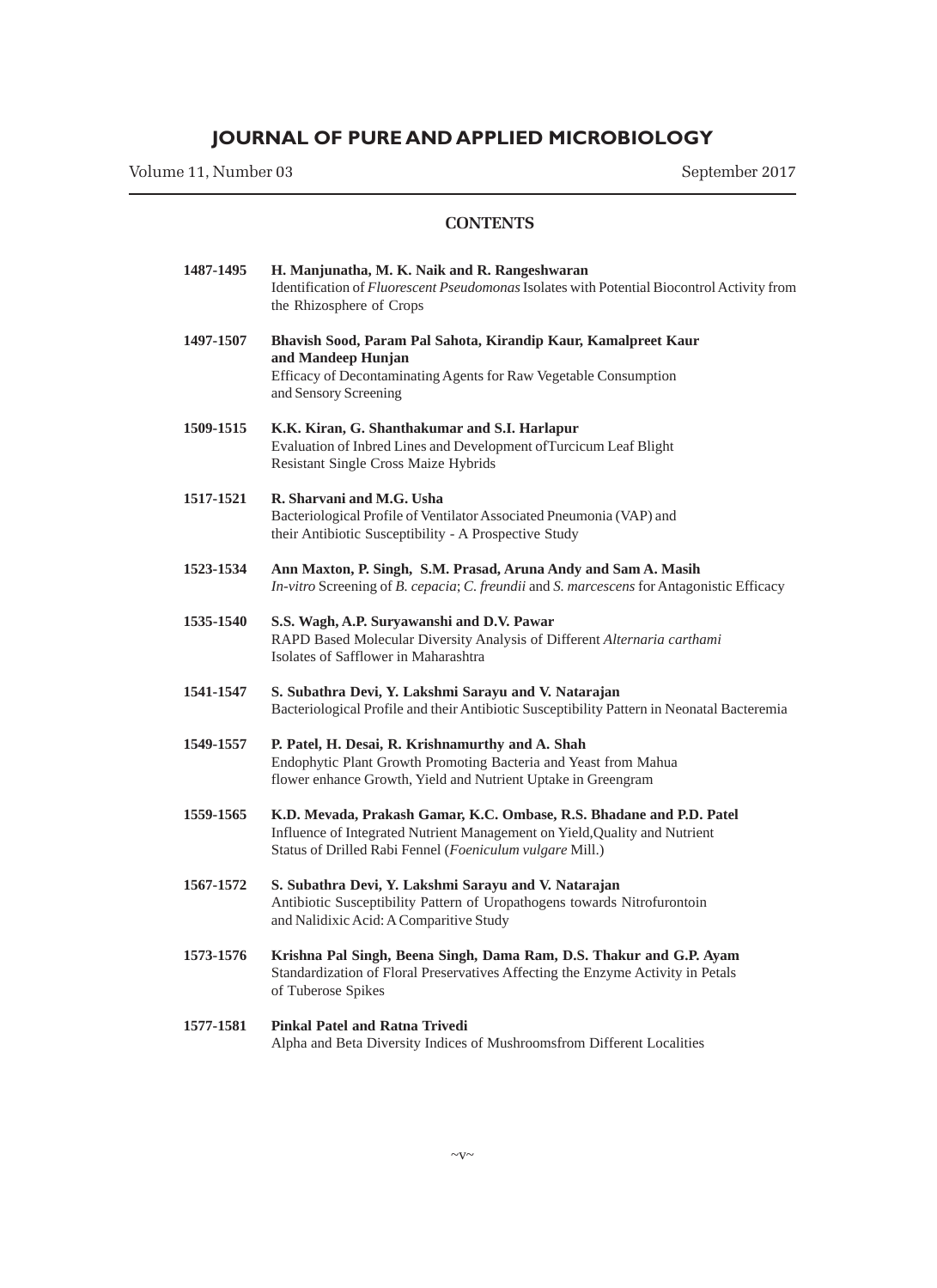# JOURNAL OF PURE AND APPLIED MICROBIOLOGY

Volume 11, Number 03 September 2017

## CONTENTS

**1487-1495** **H. Manjunatha, M. K. Naik and R. Rangeshwaran**
Identification of *Fluorescent Pseudomonas* Isolates with Potential Biocontrol Activity from the Rhizosphere of Crops

**1497-1507** **Bhavish Sood, Param Pal Sahota, Kirandip Kaur, Kamalpreet Kaur and Mandeep Hunjan**
Efficacy of Decontaminating Agents for Raw Vegetable Consumption and Sensory Screening

**1509-1515** **K.K. Kiran, G. Shanthakumar and S.I. Harlapur**
Evaluation of Inbred Lines and Development ofTurcicum Leaf Blight Resistant Single Cross Maize Hybrids

**1517-1521** **R. Sharvani and M.G. Usha**
Bacteriological Profile of Ventilator Associated Pneumonia (VAP) and their Antibiotic Susceptibility - A Prospective Study

**1523-1534** **Ann Maxton, P. Singh, S.M. Prasad, Aruna Andy and Sam A. Masih**
*In-vitro* Screening of *B. cepacia*; *C. freundii* and *S. marcescens* for Antagonistic Efficacy

**1535-1540** **S.S. Wagh, A.P. Suryawanshi and D.V. Pawar**
RAPD Based Molecular Diversity Analysis of Different *Alternaria carthami* Isolates of Safflower in Maharashtra

**1541-1547** **S. Subathra Devi, Y. Lakshmi Sarayu and V. Natarajan**
Bacteriological Profile and their Antibiotic Susceptibility Pattern in Neonatal Bacteremia

**1549-1557** **P. Patel, H. Desai, R. Krishnamurthy and A. Shah**
Endophytic Plant Growth Promoting Bacteria and Yeast from Mahua flower enhance Growth, Yield and Nutrient Uptake in Greengram

**1559-1565** **K.D. Mevada, Prakash Gamar, K.C. Ombase, R.S. Bhadane and P.D. Patel**
Influence of Integrated Nutrient Management on Yield,Quality and Nutrient Status of Drilled Rabi Fennel (*Foeniculum vulgare* Mill.)

**1567-1572** **S. Subathra Devi, Y. Lakshmi Sarayu and V. Natarajan**
Antibiotic Susceptibility Pattern of Uropathogens towards Nitrofurontoin and Nalidixic Acid: A Comparitive Study

**1573-1576** **Krishna Pal Singh, Beena Singh, Dama Ram, D.S. Thakur and G.P. Ayam**
Standardization of Floral Preservatives Affecting the Enzyme Activity in Petals of Tuberose Spikes

**1577-1581** **Pinkal Patel and Ratna Trivedi**
Alpha and Beta Diversity Indices of Mushroomsfrom Different Localities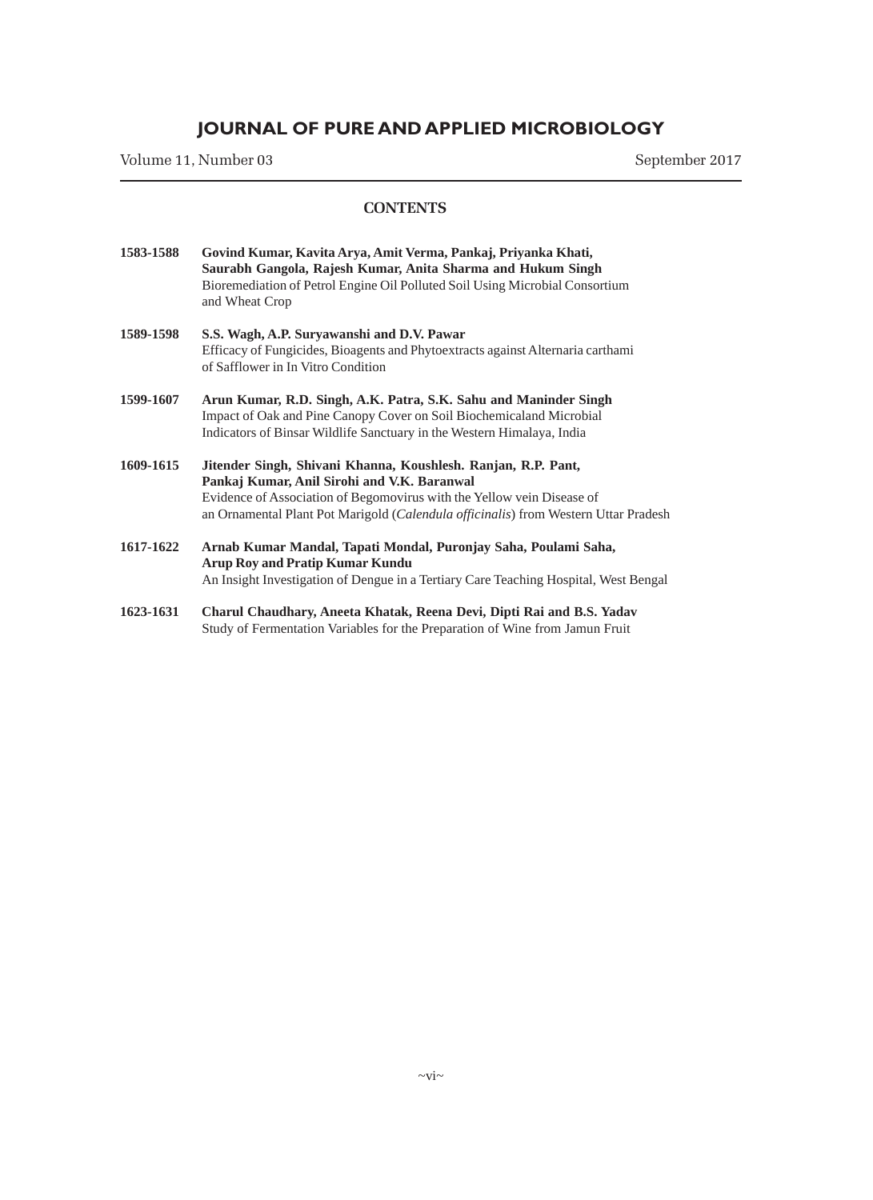# JOURNAL OF PURE AND APPLIED MICROBIOLOGY

Volume 11, Number 03 September 2017

## CONTENTS

**1583-1588** **Govind Kumar, Kavita Arya, Amit Verma, Pankaj, Priyanka Khati, Saurabh Gangola, Rajesh Kumar, Anita Sharma and Hukum Singh**
Bioremediation of Petrol Engine Oil Polluted Soil Using Microbial Consortium and Wheat Crop

**1589-1598** **S.S. Wagh, A.P. Suryawanshi and D.V. Pawar**
Efficacy of Fungicides, Bioagents and Phytoextracts against Alternaria carthami of Safflower in In Vitro Condition

**1599-1607** **Arun Kumar, R.D. Singh, A.K. Patra, S.K. Sahu and Maninder Singh**
Impact of Oak and Pine Canopy Cover on Soil Biochemicaland Microbial Indicators of Binsar Wildlife Sanctuary in the Western Himalaya, India

**1609-1615** **Jitender Singh, Shivani Khanna, Koushlesh. Ranjan, R.P. Pant, Pankaj Kumar, Anil Sirohi and V.K. Baranwal**
Evidence of Association of Begomovirus with the Yellow vein Disease of an Ornamental Plant Pot Marigold (*Calendula officinalis*) from Western Uttar Pradesh

**1617-1622** **Arnab Kumar Mandal, Tapati Mondal, Puronjay Saha, Poulami Saha, Arup Roy and Pratip Kumar Kundu**
An Insight Investigation of Dengue in a Tertiary Care Teaching Hospital, West Bengal

**1623-1631** **Charul Chaudhary, Aneeta Khatak, Reena Devi, Dipti Rai and B.S. Yadav**
Study of Fermentation Variables for the Preparation of Wine from Jamun Fruit